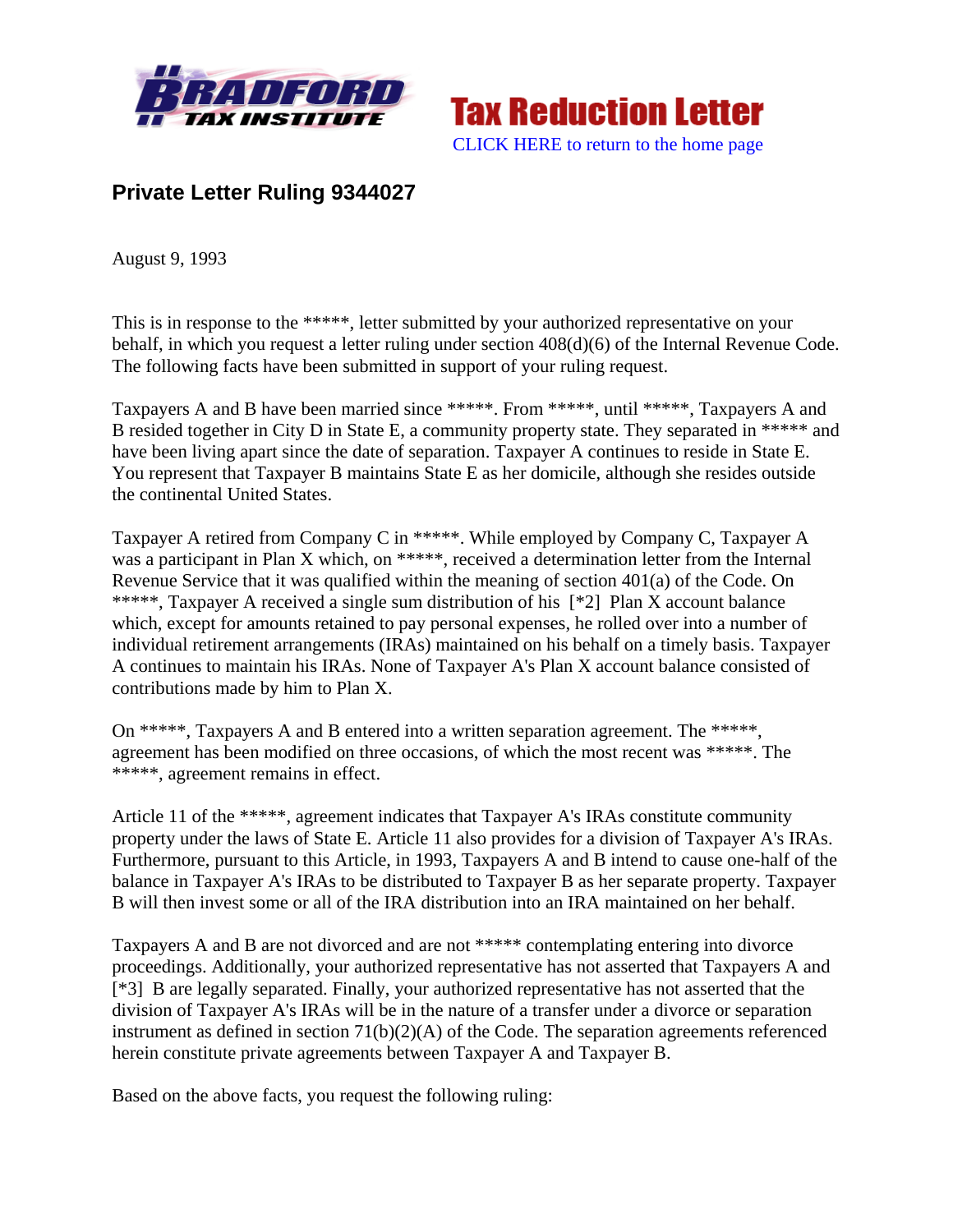**BRADFORD TAX INSTITUTE**

**Tax Reduction Letter**

CLICK HERE to return to the home page

## Private Letter Ruling 9344027

August 9, 1993

This is in response to the *****, letter submitted by your authorized representative on your behalf, in which you request a letter ruling under section 408(d)(6) of the Internal Revenue Code. The following facts have been submitted in support of your ruling request.

Taxpayers A and B have been married since *****. From *****, until *****, Taxpayers A and B resided together in City D in State E, a community property state. They separated in ***** and have been living apart since the date of separation. Taxpayer A continues to reside in State E. You represent that Taxpayer B maintains State E as her domicile, although she resides outside the continental United States.

Taxpayer A retired from Company C in *****. While employed by Company C, Taxpayer A was a participant in Plan X which, on *****, received a determination letter from the Internal Revenue Service that it was qualified within the meaning of section 401(a) of the Code. On *****, Taxpayer A received a single sum distribution of his [*2] Plan X account balance which, except for amounts retained to pay personal expenses, he rolled over into a number of individual retirement arrangements (IRAs) maintained on his behalf on a timely basis. Taxpayer A continues to maintain his IRAs. None of Taxpayer A's Plan X account balance consisted of contributions made by him to Plan X.

On *****, Taxpayers A and B entered into a written separation agreement. The *****, agreement has been modified on three occasions, of which the most recent was *****. The *****, agreement remains in effect.

Article 11 of the *****, agreement indicates that Taxpayer A's IRAs constitute community property under the laws of State E. Article 11 also provides for a division of Taxpayer A's IRAs. Furthermore, pursuant to this Article, in 1993, Taxpayers A and B intend to cause one-half of the balance in Taxpayer A's IRAs to be distributed to Taxpayer B as her separate property. Taxpayer B will then invest some or all of the IRA distribution into an IRA maintained on her behalf.

Taxpayers A and B are not divorced and are not ***** contemplating entering into divorce proceedings. Additionally, your authorized representative has not asserted that Taxpayers A and [*3] B are legally separated. Finally, your authorized representative has not asserted that the division of Taxpayer A's IRAs will be in the nature of a transfer under a divorce or separation instrument as defined in section 71(b)(2)(A) of the Code. The separation agreements referenced herein constitute private agreements between Taxpayer A and Taxpayer B.

Based on the above facts, you request the following ruling: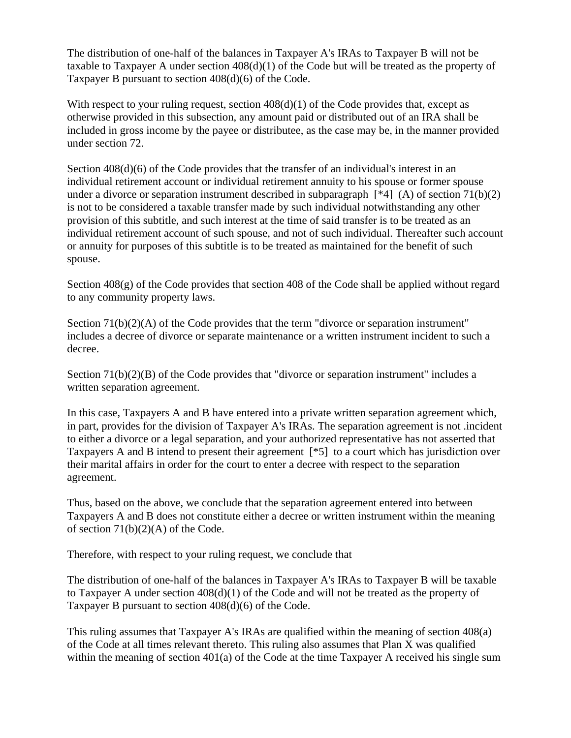The distribution of one-half of the balances in Taxpayer A's IRAs to Taxpayer B will not be taxable to Taxpayer A under section 408(d)(1) of the Code but will be treated as the property of Taxpayer B pursuant to section 408(d)(6) of the Code.

With respect to your ruling request, section 408(d)(1) of the Code provides that, except as otherwise provided in this subsection, any amount paid or distributed out of an IRA shall be included in gross income by the payee or distributee, as the case may be, in the manner provided under section 72.

Section 408(d)(6) of the Code provides that the transfer of an individual's interest in an individual retirement account or individual retirement annuity to his spouse or former spouse under a divorce or separation instrument described in subparagraph [*4] (A) of section 71(b)(2) is not to be considered a taxable transfer made by such individual notwithstanding any other provision of this subtitle, and such interest at the time of said transfer is to be treated as an individual retirement account of such spouse, and not of such individual. Thereafter such account or annuity for purposes of this subtitle is to be treated as maintained for the benefit of such spouse.

Section 408(g) of the Code provides that section 408 of the Code shall be applied without regard to any community property laws.

Section 71(b)(2)(A) of the Code provides that the term "divorce or separation instrument" includes a decree of divorce or separate maintenance or a written instrument incident to such a decree.

Section 71(b)(2)(B) of the Code provides that "divorce or separation instrument" includes a written separation agreement.

In this case, Taxpayers A and B have entered into a private written separation agreement which, in part, provides for the division of Taxpayer A's IRAs. The separation agreement is not .incident to either a divorce or a legal separation, and your authorized representative has not asserted that Taxpayers A and B intend to present their agreement [*5] to a court which has jurisdiction over their marital affairs in order for the court to enter a decree with respect to the separation agreement.

Thus, based on the above, we conclude that the separation agreement entered into between Taxpayers A and B does not constitute either a decree or written instrument within the meaning of section 71(b)(2)(A) of the Code.

Therefore, with respect to your ruling request, we conclude that

The distribution of one-half of the balances in Taxpayer A's IRAs to Taxpayer B will be taxable to Taxpayer A under section 408(d)(1) of the Code and will not be treated as the property of Taxpayer B pursuant to section 408(d)(6) of the Code.

This ruling assumes that Taxpayer A's IRAs are qualified within the meaning of section 408(a) of the Code at all times relevant thereto. This ruling also assumes that Plan X was qualified within the meaning of section 401(a) of the Code at the time Taxpayer A received his single sum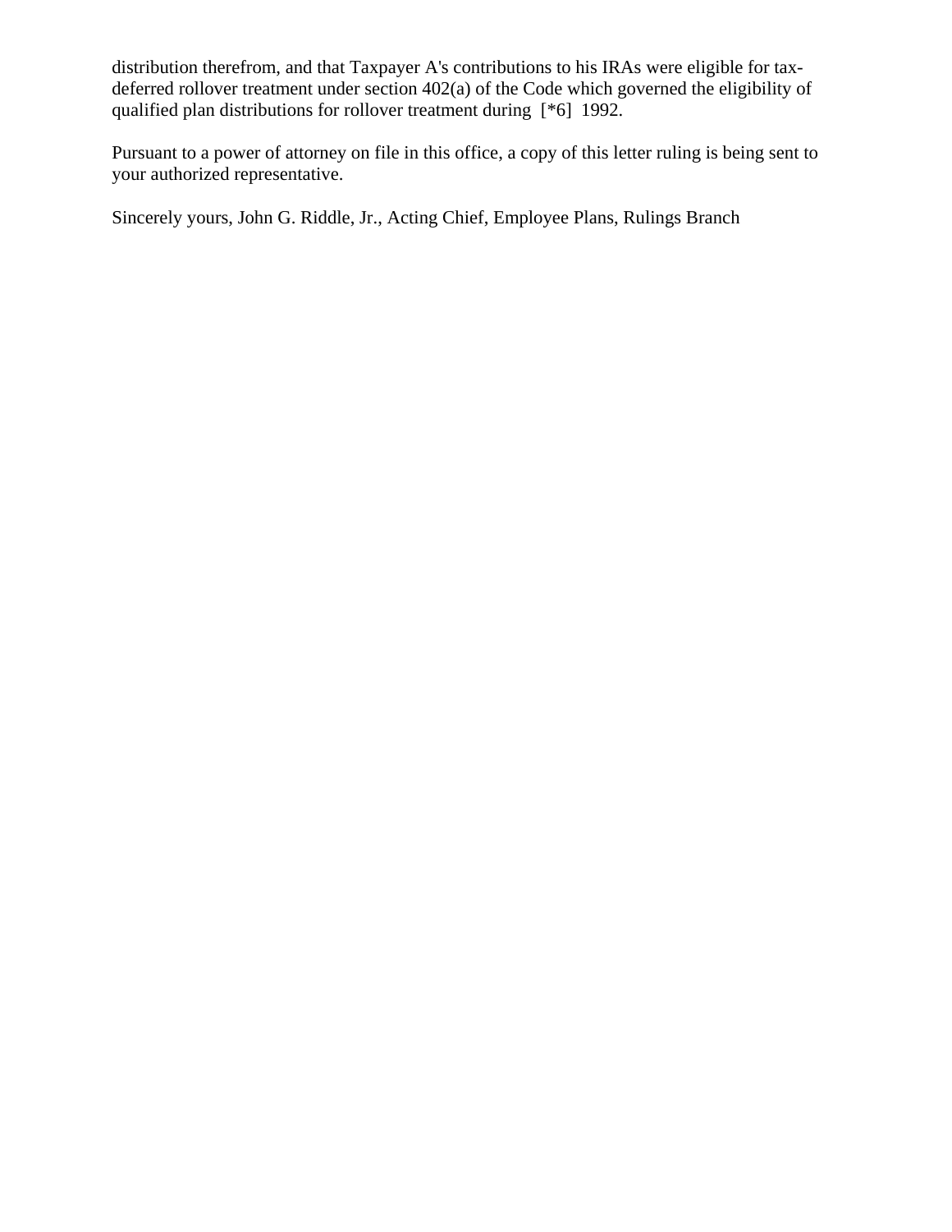distribution therefrom, and that Taxpayer A's contributions to his IRAs were eligible for tax-deferred rollover treatment under section 402(a) of the Code which governed the eligibility of qualified plan distributions for rollover treatment during [*6] 1992.

Pursuant to a power of attorney on file in this office, a copy of this letter ruling is being sent to your authorized representative.

Sincerely yours, John G. Riddle, Jr., Acting Chief, Employee Plans, Rulings Branch